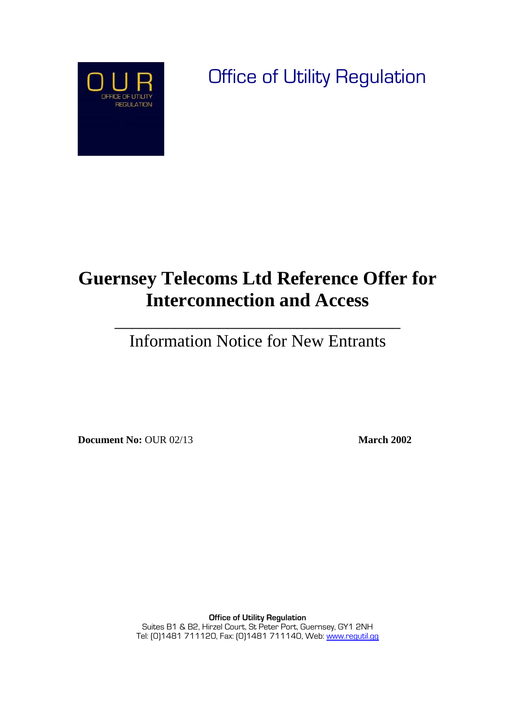OUR
OFFICE OF UTILITY REGULATION

Office of Utility Regulation

# Guernsey Telecoms Ltd Reference Offer for Interconnection and Access

---

## Information Notice for New Entrants

**Document No:** OUR 02/13 **March 2002**

**Office of Utility Regulation**
Suites B1 & B2, Hirzel Court, St Peter Port, Guernsey, GY1 2NH
Tel: (0)1481 711120, Fax: (0)1481 711140, Web: www.regutil.gg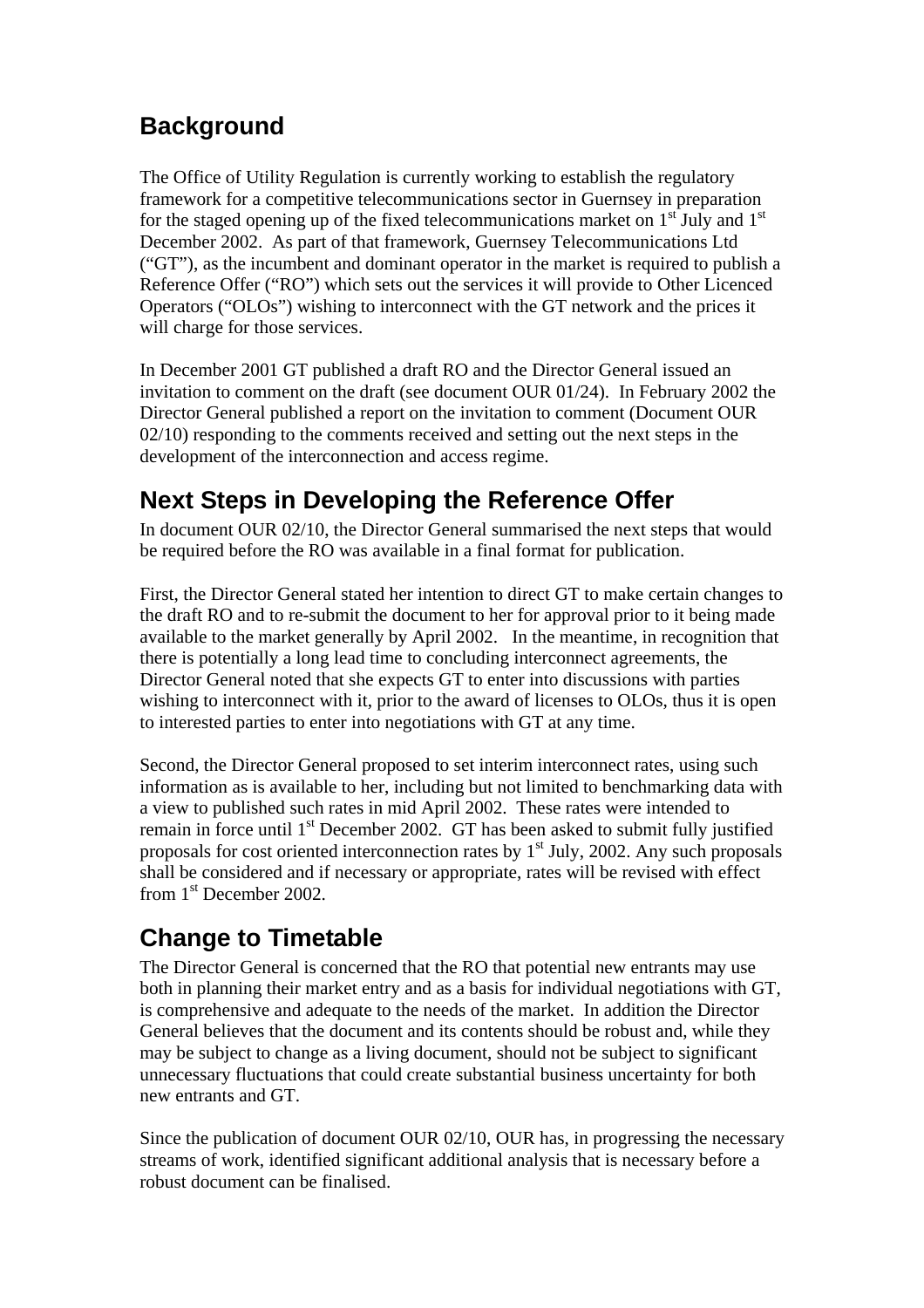## Background

The Office of Utility Regulation is currently working to establish the regulatory framework for a competitive telecommunications sector in Guernsey in preparation for the staged opening up of the fixed telecommunications market on 1st July and 1st December 2002. As part of that framework, Guernsey Telecommunications Ltd ("GT"), as the incumbent and dominant operator in the market is required to publish a Reference Offer ("RO") which sets out the services it will provide to Other Licenced Operators ("OLOs") wishing to interconnect with the GT network and the prices it will charge for those services.

In December 2001 GT published a draft RO and the Director General issued an invitation to comment on the draft (see document OUR 01/24). In February 2002 the Director General published a report on the invitation to comment (Document OUR 02/10) responding to the comments received and setting out the next steps in the development of the interconnection and access regime.

## Next Steps in Developing the Reference Offer

In document OUR 02/10, the Director General summarised the next steps that would be required before the RO was available in a final format for publication.

First, the Director General stated her intention to direct GT to make certain changes to the draft RO and to re-submit the document to her for approval prior to it being made available to the market generally by April 2002. In the meantime, in recognition that there is potentially a long lead time to concluding interconnect agreements, the Director General noted that she expects GT to enter into discussions with parties wishing to interconnect with it, prior to the award of licenses to OLOs, thus it is open to interested parties to enter into negotiations with GT at any time.

Second, the Director General proposed to set interim interconnect rates, using such information as is available to her, including but not limited to benchmarking data with a view to published such rates in mid April 2002. These rates were intended to remain in force until 1st December 2002. GT has been asked to submit fully justified proposals for cost oriented interconnection rates by 1st July, 2002. Any such proposals shall be considered and if necessary or appropriate, rates will be revised with effect from 1st December 2002.

## Change to Timetable

The Director General is concerned that the RO that potential new entrants may use both in planning their market entry and as a basis for individual negotiations with GT, is comprehensive and adequate to the needs of the market. In addition the Director General believes that the document and its contents should be robust and, while they may be subject to change as a living document, should not be subject to significant unnecessary fluctuations that could create substantial business uncertainty for both new entrants and GT.

Since the publication of document OUR 02/10, OUR has, in progressing the necessary streams of work, identified significant additional analysis that is necessary before a robust document can be finalised.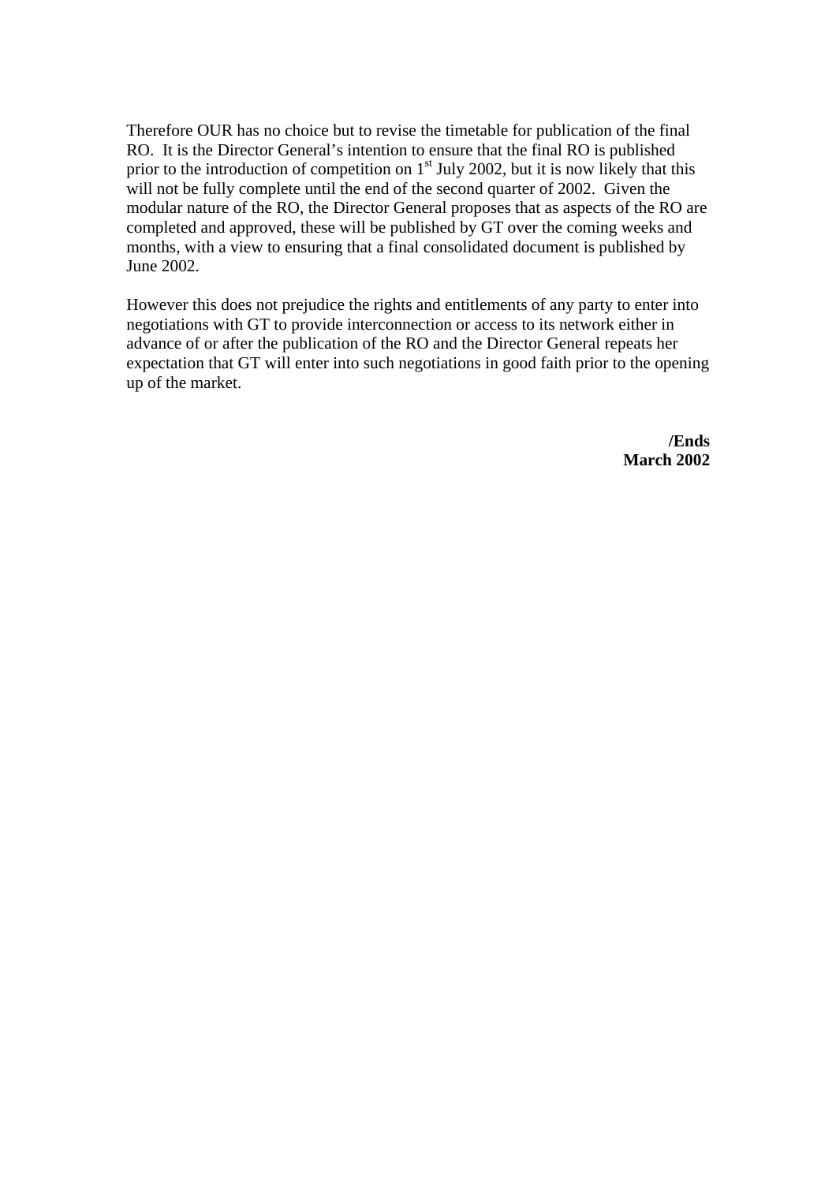Therefore OUR has no choice but to revise the timetable for publication of the final RO. It is the Director General's intention to ensure that the final RO is published prior to the introduction of competition on 1st July 2002, but it is now likely that this will not be fully complete until the end of the second quarter of 2002. Given the modular nature of the RO, the Director General proposes that as aspects of the RO are completed and approved, these will be published by GT over the coming weeks and months, with a view to ensuring that a final consolidated document is published by June 2002.

However this does not prejudice the rights and entitlements of any party to enter into negotiations with GT to provide interconnection or access to its network either in advance of or after the publication of the RO and the Director General repeats her expectation that GT will enter into such negotiations in good faith prior to the opening up of the market.

**/Ends**
**March 2002**